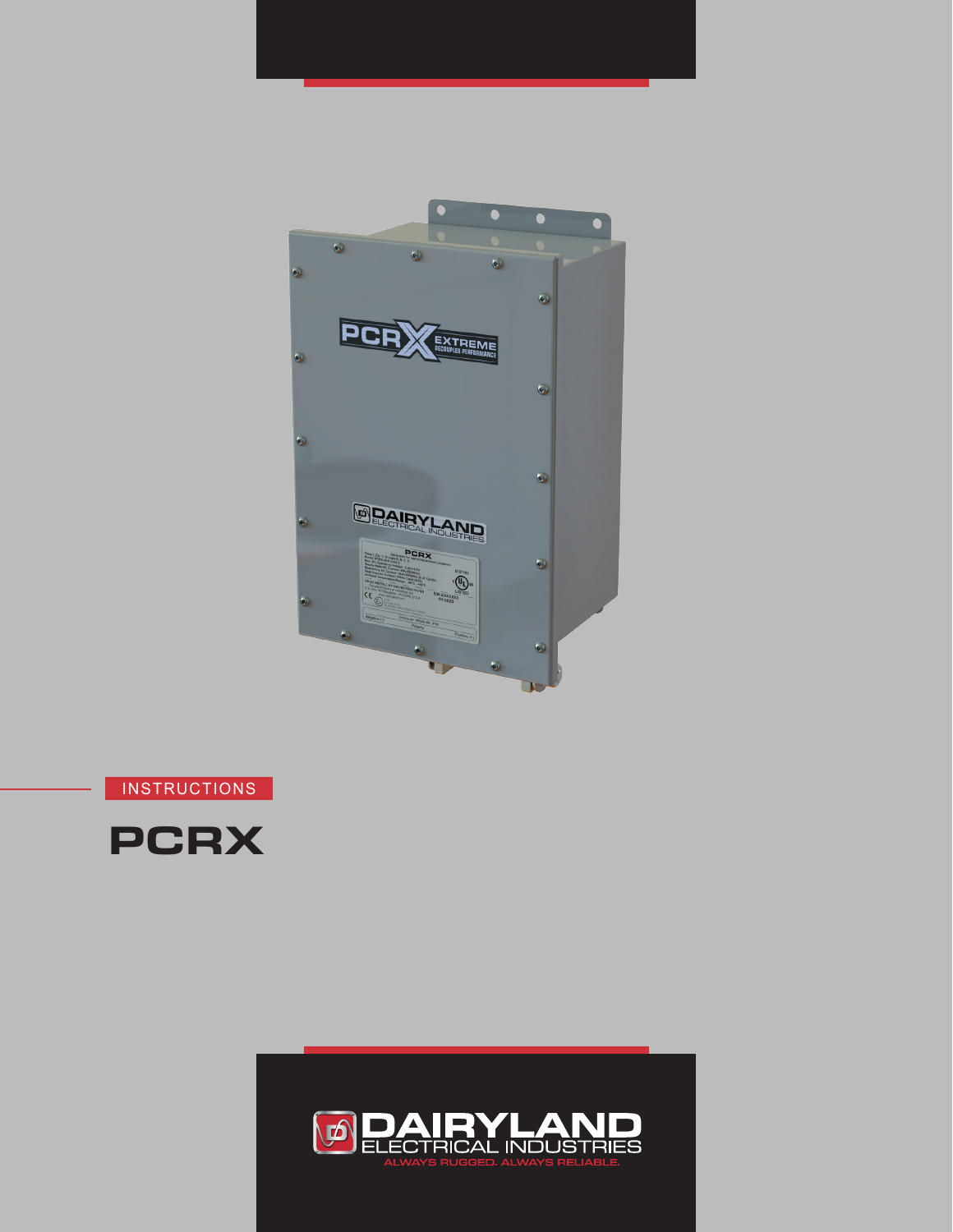INSTRUCTIONS

# PCRX

DAIRYLAND ELECTRICAL INDUSTRIES

ALWAYS RUGGED. ALWAYS RELIABLE.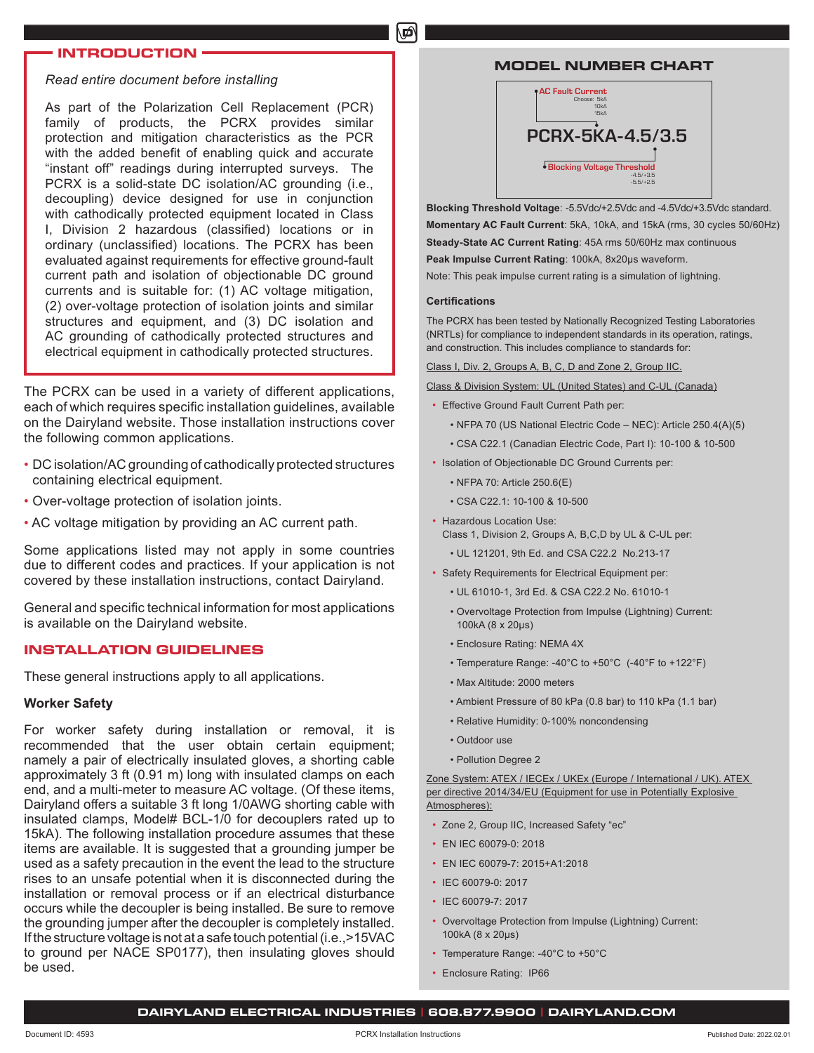## INTRODUCTION

*Read entire document before installing*

As part of the Polarization Cell Replacement (PCR) family of products, the PCRX provides similar protection and mitigation characteristics as the PCR with the added benefit of enabling quick and accurate "instant off" readings during interrupted surveys. The PCRX is a solid-state DC isolation/AC grounding (i.e., decoupling) device designed for use in conjunction with cathodically protected equipment located in Class I, Division 2 hazardous (classified) locations or in ordinary (unclassified) locations. The PCRX has been evaluated against requirements for effective ground-fault current path and isolation of objectionable DC ground currents and is suitable for: (1) AC voltage mitigation, (2) over-voltage protection of isolation joints and similar structures and equipment, and (3) DC isolation and AC grounding of cathodically protected structures and electrical equipment in cathodically protected structures.

The PCRX can be used in a variety of different applications, each of which requires specific installation guidelines, available on the Dairyland website. Those installation instructions cover the following common applications.

- DC isolation/AC grounding of cathodically protected structures containing electrical equipment.
- Over-voltage protection of isolation joints.
- AC voltage mitigation by providing an AC current path.

Some applications listed may not apply in some countries due to different codes and practices. If your application is not covered by these installation instructions, contact Dairyland.

General and specific technical information for most applications is available on the Dairyland website.

## INSTALLATION GUIDELINES

These general instructions apply to all applications.

### Worker Safety

For worker safety during installation or removal, it is recommended that the user obtain certain equipment; namely a pair of electrically insulated gloves, a shorting cable approximately 3 ft (0.91 m) long with insulated clamps on each end, and a multi-meter to measure AC voltage. (Of these items, Dairyland offers a suitable 3 ft long 1/0AWG shorting cable with insulated clamps, Model# BCL-1/0 for decouplers rated up to 15kA). The following installation procedure assumes that these items are available. It is suggested that a grounding jumper be used as a safety precaution in the event the lead to the structure rises to an unsafe potential when it is disconnected during the installation or removal process or if an electrical disturbance occurs while the decoupler is being installed. Be sure to remove the grounding jumper after the decoupler is completely installed. If the structure voltage is not at a safe touch potential (i.e.,>15VAC to ground per NACE SP0177), then insulating gloves should be used.

## MODEL NUMBER CHART

AC Fault Current
Choose: 5kA, 10kA, 15kA

**PCRX-5KA-4.5/3.5**

Blocking Voltage Threshold
-4.5/+3.5
-5.5/+2.5

**Blocking Threshold Voltage**: -5.5Vdc/+2.5Vdc and -4.5Vdc/+3.5Vdc standard.

**Momentary AC Fault Current**: 5kA, 10kA, and 15kA (rms, 30 cycles 50/60Hz)

**Steady-State AC Current Rating**: 45A rms 50/60Hz max continuous

**Peak Impulse Current Rating**: 100kA, 8x20µs waveform.

Note: This peak impulse current rating is a simulation of lightning.

### Certifications

The PCRX has been tested by Nationally Recognized Testing Laboratories (NRTLs) for compliance to independent standards in its operation, ratings, and construction. This includes compliance to standards for:

Class I, Div. 2, Groups A, B, C, D and Zone 2, Group IIC.

Class & Division System: UL (United States) and C-UL (Canada)

- Effective Ground Fault Current Path per:
  - NFPA 70 (US National Electric Code – NEC): Article 250.4(A)(5)
  - CSA C22.1 (Canadian Electric Code, Part I): 10-100 & 10-500
- Isolation of Objectionable DC Ground Currents per:
  - NFPA 70: Article 250.6(E)
  - CSA C22.1: 10-100 & 10-500
- Hazardous Location Use:
  Class 1, Division 2, Groups A, B,C,D by UL & C-UL per:
  - UL 121201, 9th Ed. and CSA C22.2 No.213-17
- Safety Requirements for Electrical Equipment per:
  - UL 61010-1, 3rd Ed. & CSA C22.2 No. 61010-1
  - Overvoltage Protection from Impulse (Lightning) Current: 100kA (8 x 20µs)
  - Enclosure Rating: NEMA 4X
  - Temperature Range: -40°C to +50°C (-40°F to +122°F)
  - Max Altitude: 2000 meters
  - Ambient Pressure of 80 kPa (0.8 bar) to 110 kPa (1.1 bar)
  - Relative Humidity: 0-100% noncondensing
  - Outdoor use
  - Pollution Degree 2

Zone System: ATEX / IECEx / UKEx (Europe / International / UK). ATEX per directive 2014/34/EU (Equipment for use in Potentially Explosive Atmospheres):

- Zone 2, Group IIC, Increased Safety "ec"
- EN IEC 60079-0: 2018
- EN IEC 60079-7: 2015+A1:2018
- IEC 60079-0: 2017
- IEC 60079-7: 2017
- Overvoltage Protection from Impulse (Lightning) Current: 100kA (8 x 20µs)
- Temperature Range: -40°C to +50°C
- Enclosure Rating: IP66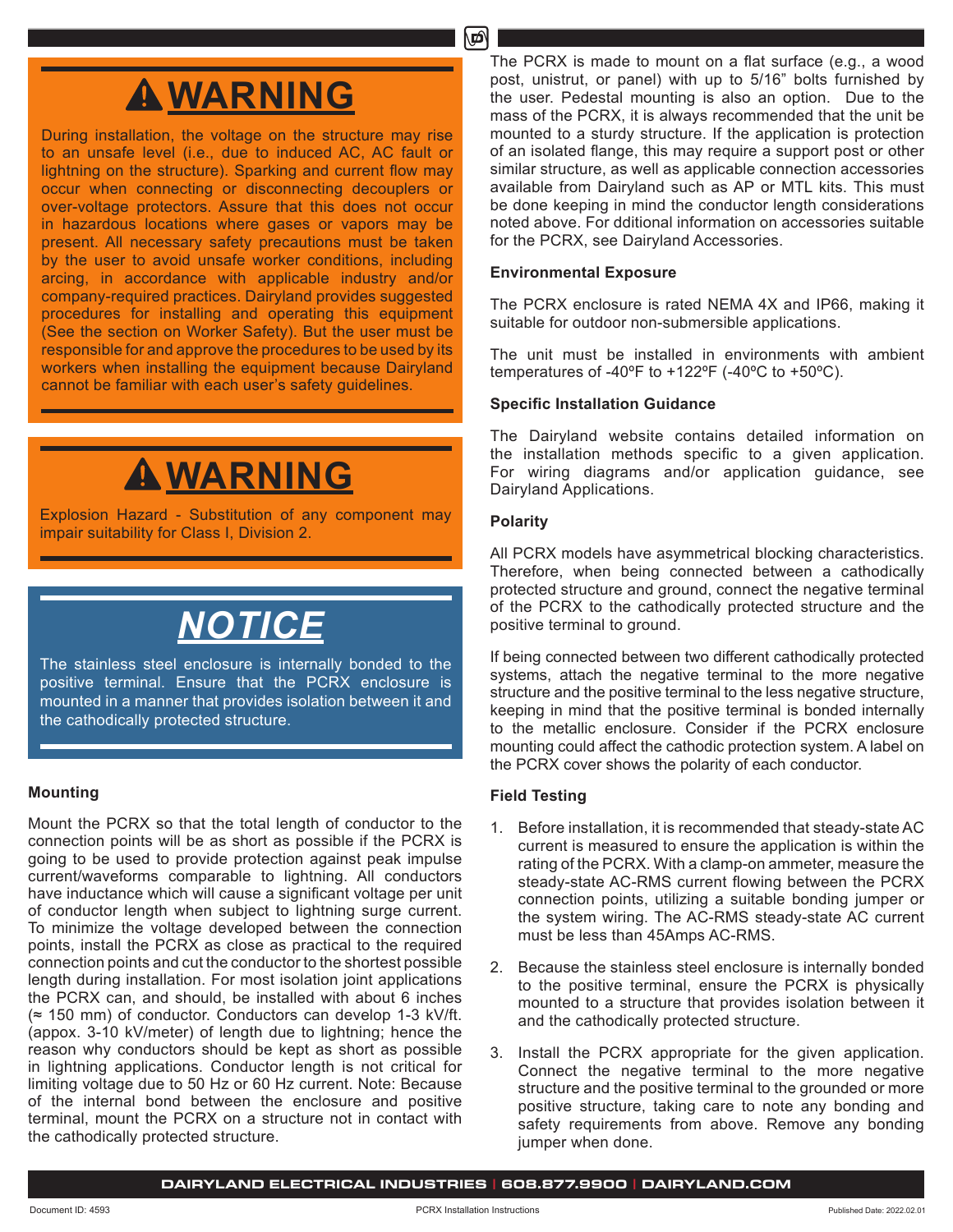## ⚠WARNING

During installation, the voltage on the structure may rise to an unsafe level (i.e., due to induced AC, AC fault or lightning on the structure). Sparking and current flow may occur when connecting or disconnecting decouplers or over-voltage protectors. Assure that this does not occur in hazardous locations where gases or vapors may be present. All necessary safety precautions must be taken by the user to avoid unsafe worker conditions, including arcing, in accordance with applicable industry and/or company-required practices. Dairyland provides suggested procedures for installing and operating this equipment (See the section on Worker Safety). But the user must be responsible for and approve the procedures to be used by its workers when installing the equipment because Dairyland cannot be familiar with each user's safety guidelines.

## ⚠WARNING

Explosion Hazard - Substitution of any component may impair suitability for Class I, Division 2.

## *NOTICE*

The stainless steel enclosure is internally bonded to the positive terminal. Ensure that the PCRX enclosure is mounted in a manner that provides isolation between it and the cathodically protected structure.

### Mounting

Mount the PCRX so that the total length of conductor to the connection points will be as short as possible if the PCRX is going to be used to provide protection against peak impulse current/waveforms comparable to lightning. All conductors have inductance which will cause a significant voltage per unit of conductor length when subject to lightning surge current. To minimize the voltage developed between the connection points, install the PCRX as close as practical to the required connection points and cut the conductor to the shortest possible length during installation. For most isolation joint applications the PCRX can, and should, be installed with about 6 inches (≈ 150 mm) of conductor. Conductors can develop 1-3 kV/ft. (appox. 3-10 kV/meter) of length due to lightning; hence the reason why conductors should be kept as short as possible in lightning applications. Conductor length is not critical for limiting voltage due to 50 Hz or 60 Hz current. Note: Because of the internal bond between the enclosure and positive terminal, mount the PCRX on a structure not in contact with the cathodically protected structure.

The PCRX is made to mount on a flat surface (e.g., a wood post, unistrut, or panel) with up to 5/16" bolts furnished by the user. Pedestal mounting is also an option. Due to the mass of the PCRX, it is always recommended that the unit be mounted to a sturdy structure. If the application is protection of an isolated flange, this may require a support post or other similar structure, as well as applicable connection accessories available from Dairyland such as AP or MTL kits. This must be done keeping in mind the conductor length considerations noted above. For dditional information on accessories suitable for the PCRX, see Dairyland Accessories.

### Environmental Exposure

The PCRX enclosure is rated NEMA 4X and IP66, making it suitable for outdoor non-submersible applications.

The unit must be installed in environments with ambient temperatures of -40ºF to +122ºF (-40ºC to +50ºC).

### Specific Installation Guidance

The Dairyland website contains detailed information on the installation methods specific to a given application. For wiring diagrams and/or application guidance, see Dairyland Applications.

### Polarity

All PCRX models have asymmetrical blocking characteristics. Therefore, when being connected between a cathodically protected structure and ground, connect the negative terminal of the PCRX to the cathodically protected structure and the positive terminal to ground.

If being connected between two different cathodically protected systems, attach the negative terminal to the more negative structure and the positive terminal to the less negative structure, keeping in mind that the positive terminal is bonded internally to the metallic enclosure. Consider if the PCRX enclosure mounting could affect the cathodic protection system. A label on the PCRX cover shows the polarity of each conductor.

### Field Testing

1. Before installation, it is recommended that steady-state AC current is measured to ensure the application is within the rating of the PCRX. With a clamp-on ammeter, measure the steady-state AC-RMS current flowing between the PCRX connection points, utilizing a suitable bonding jumper or the system wiring. The AC-RMS steady-state AC current must be less than 45Amps AC-RMS.
2. Because the stainless steel enclosure is internally bonded to the positive terminal, ensure the PCRX is physically mounted to a structure that provides isolation between it and the cathodically protected structure.
3. Install the PCRX appropriate for the given application. Connect the negative terminal to the more negative structure and the positive terminal to the grounded or more positive structure, taking care to note any bonding and safety requirements from above. Remove any bonding jumper when done.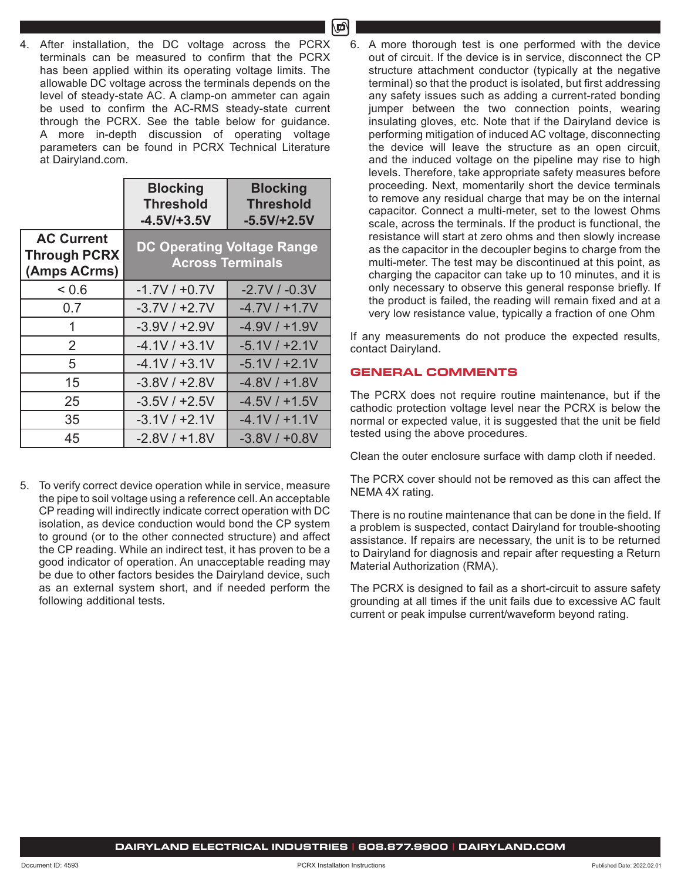4. After installation, the DC voltage across the PCRX terminals can be measured to confirm that the PCRX has been applied within its operating voltage limits. The allowable DC voltage across the terminals depends on the level of steady-state AC. A clamp-on ammeter can again be used to confirm the AC-RMS steady-state current through the PCRX. See the table below for guidance. A more in-depth discussion of operating voltage parameters can be found in PCRX Technical Literature at Dairyland.com.

| | **Blocking Threshold -4.5V/+3.5V** | **Blocking Threshold -5.5V/+2.5V** |
|---|---|---|
| **AC Current Through PCRX (Amps ACrms)** | **DC Operating Voltage Range Across Terminals** | |
| < 0.6 | -1.7V / +0.7V | -2.7V / -0.3V |
| 0.7 | -3.7V / +2.7V | -4.7V / +1.7V |
| 1 | -3.9V / +2.9V | -4.9V / +1.9V |
| 2 | -4.1V / +3.1V | -5.1V / +2.1V |
| 5 | -4.1V / +3.1V | -5.1V / +2.1V |
| 15 | -3.8V / +2.8V | -4.8V / +1.8V |
| 25 | -3.5V / +2.5V | -4.5V / +1.5V |
| 35 | -3.1V / +2.1V | -4.1V / +1.1V |
| 45 | -2.8V / +1.8V | -3.8V / +0.8V |

5. To verify correct device operation while in service, measure the pipe to soil voltage using a reference cell. An acceptable CP reading will indirectly indicate correct operation with DC isolation, as device conduction would bond the CP system to ground (or to the other connected structure) and affect the CP reading. While an indirect test, it has proven to be a good indicator of operation. An unacceptable reading may be due to other factors besides the Dairyland device, such as an external system short, and if needed perform the following additional tests.

6. A more thorough test is one performed with the device out of circuit. If the device is in service, disconnect the CP structure attachment conductor (typically at the negative terminal) so that the product is isolated, but first addressing any safety issues such as adding a current-rated bonding jumper between the two connection points, wearing insulating gloves, etc. Note that if the Dairyland device is performing mitigation of induced AC voltage, disconnecting the device will leave the structure as an open circuit, and the induced voltage on the pipeline may rise to high levels. Therefore, take appropriate safety measures before proceeding. Next, momentarily short the device terminals to remove any residual charge that may be on the internal capacitor. Connect a multi-meter, set to the lowest Ohms scale, across the terminals. If the product is functional, the resistance will start at zero ohms and then slowly increase as the capacitor in the decoupler begins to charge from the multi-meter. The test may be discontinued at this point, as charging the capacitor can take up to 10 minutes, and it is only necessary to observe this general response briefly. If the product is failed, the reading will remain fixed and at a very low resistance value, typically a fraction of one Ohm

If any measurements do not produce the expected results, contact Dairyland.

## GENERAL COMMENTS

The PCRX does not require routine maintenance, but if the cathodic protection voltage level near the PCRX is below the normal or expected value, it is suggested that the unit be field tested using the above procedures.

Clean the outer enclosure surface with damp cloth if needed.

The PCRX cover should not be removed as this can affect the NEMA 4X rating.

There is no routine maintenance that can be done in the field. If a problem is suspected, contact Dairyland for trouble-shooting assistance. If repairs are necessary, the unit is to be returned to Dairyland for diagnosis and repair after requesting a Return Material Authorization (RMA).

The PCRX is designed to fail as a short-circuit to assure safety grounding at all times if the unit fails due to excessive AC fault current or peak impulse current/waveform beyond rating.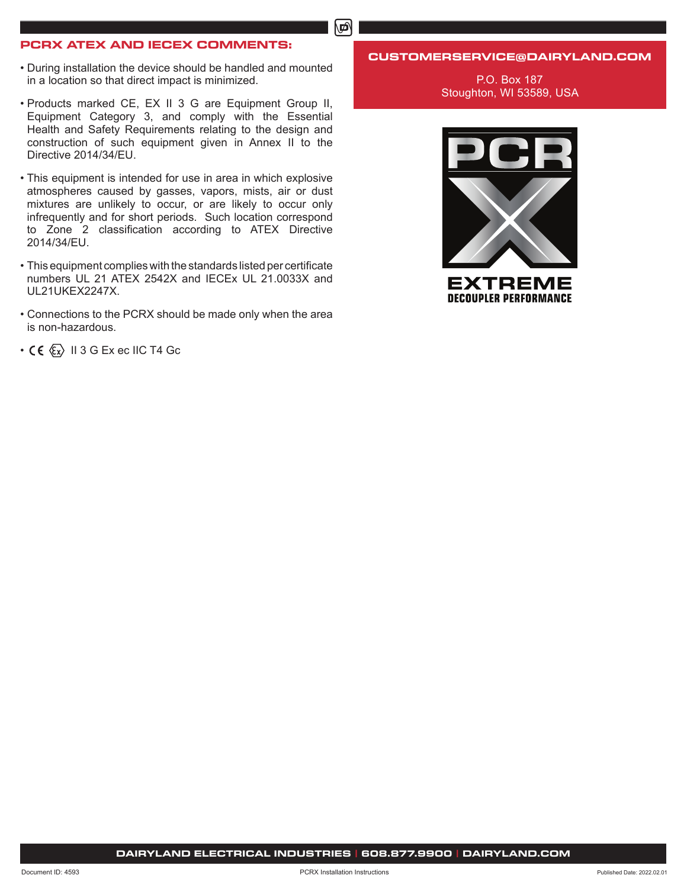## PCRX ATEX AND IECEX COMMENTS:

- During installation the device should be handled and mounted in a location so that direct impact is minimized.
- Products marked CE, EX II 3 G are Equipment Group II, Equipment Category 3, and comply with the Essential Health and Safety Requirements relating to the design and construction of such equipment given in Annex II to the Directive 2014/34/EU.
- This equipment is intended for use in area in which explosive atmospheres caused by gasses, vapors, mists, air or dust mixtures are unlikely to occur, or are likely to occur only infrequently and for short periods. Such location correspond to Zone 2 classification according to ATEX Directive 2014/34/EU.
- This equipment complies with the standards listed per certificate numbers UL 21 ATEX 2542X and IECEx UL 21.0033X and UL21UKEX2247X.
- Connections to the PCRX should be made only when the area is non-hazardous.
- CE Ex II 3 G Ex ec IIC T4 Gc

**CUSTOMERSERVICE@DAIRYLAND.COM**

P.O. Box 187
Stoughton, WI 53589, USA

PCR X
EXTREME
DECOUPLER PERFORMANCE

**DAIRYLAND ELECTRICAL INDUSTRIES | 608.877.9900 | DAIRYLAND.COM**

Document ID: 4593 PCRX Installation Instructions Published Date: 2022.02.01